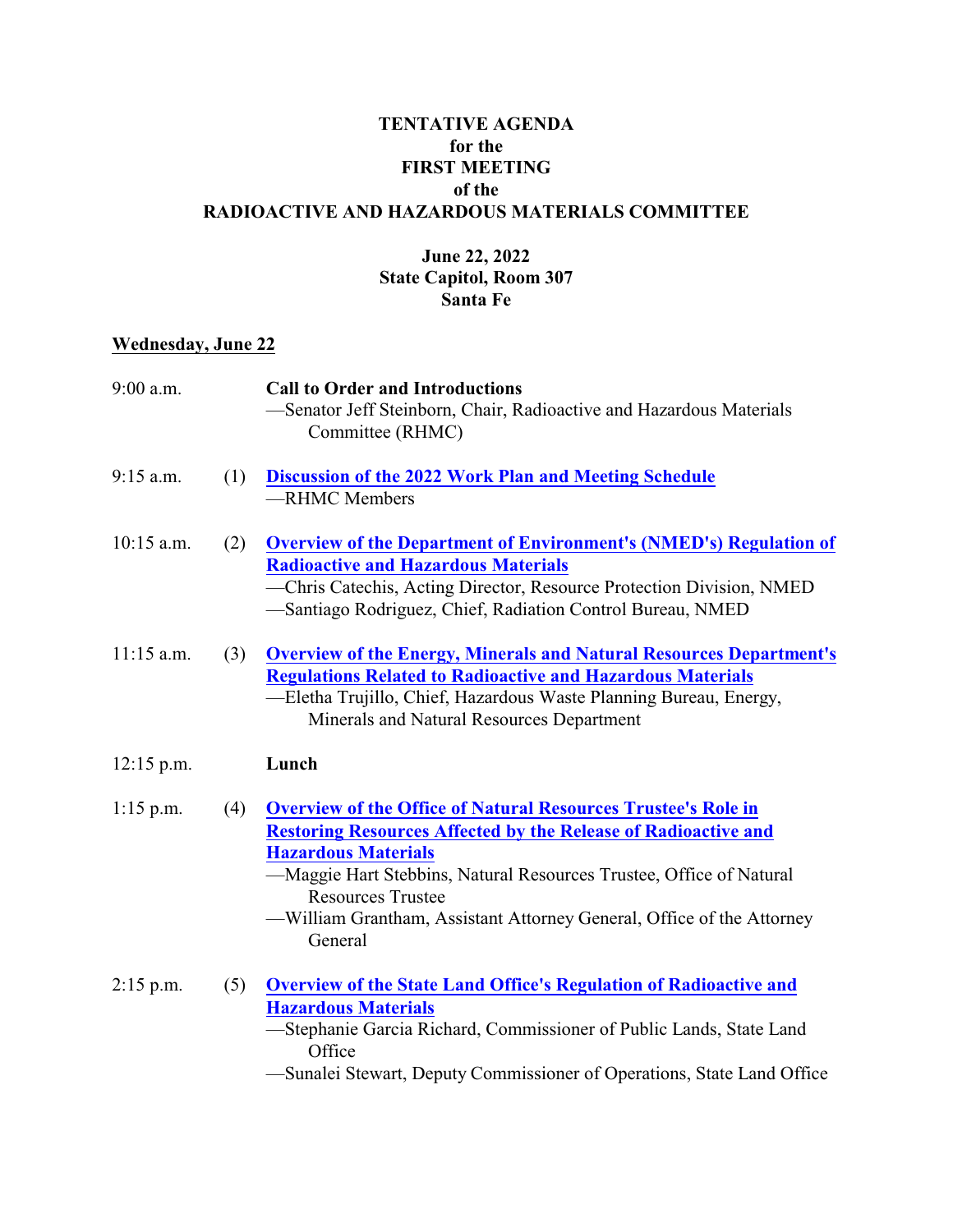**TENTATIVE AGENDA**
**for the**
**FIRST MEETING**
**of the**
**RADIOACTIVE AND HAZARDOUS MATERIALS COMMITTEE**

**June 22, 2022**
**State Capitol, Room 307**
**Santa Fe**

**Wednesday, June 22**

9:00 a.m. **Call to Order and Introductions**
—Senator Jeff Steinborn, Chair, Radioactive and Hazardous Materials Committee (RHMC)

9:15 a.m. (1) **Discussion of the 2022 Work Plan and Meeting Schedule**
—RHMC Members

10:15 a.m. (2) **Overview of the Department of Environment's (NMED's) Regulation of Radioactive and Hazardous Materials**
—Chris Catechis, Acting Director, Resource Protection Division, NMED
—Santiago Rodriguez, Chief, Radiation Control Bureau, NMED

11:15 a.m. (3) **Overview of the Energy, Minerals and Natural Resources Department's Regulations Related to Radioactive and Hazardous Materials**
—Eletha Trujillo, Chief, Hazardous Waste Planning Bureau, Energy, Minerals and Natural Resources Department

12:15 p.m. **Lunch**

1:15 p.m. (4) **Overview of the Office of Natural Resources Trustee's Role in Restoring Resources Affected by the Release of Radioactive and Hazardous Materials**
—Maggie Hart Stebbins, Natural Resources Trustee, Office of Natural Resources Trustee
—William Grantham, Assistant Attorney General, Office of the Attorney General

2:15 p.m. (5) **Overview of the State Land Office's Regulation of Radioactive and Hazardous Materials**
—Stephanie Garcia Richard, Commissioner of Public Lands, State Land Office
—Sunalei Stewart, Deputy Commissioner of Operations, State Land Office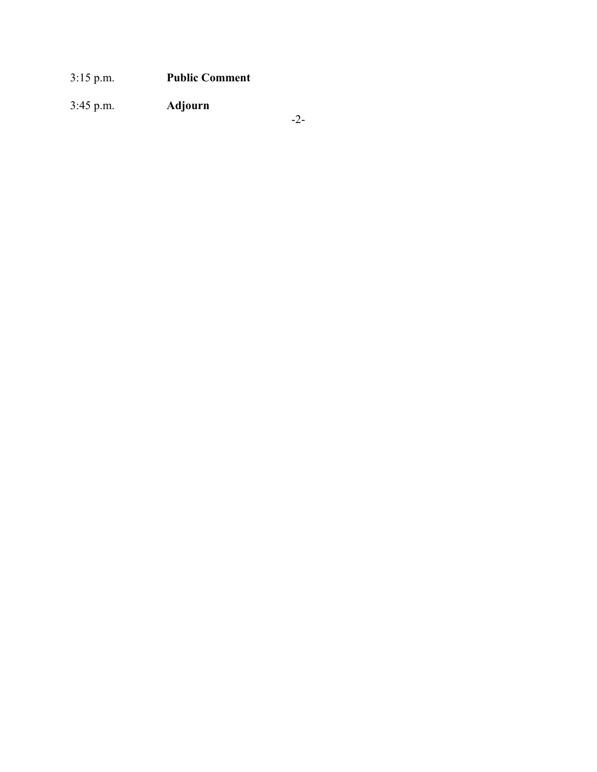3:15 p.m. **Public Comment**

3:45 p.m. **Adjourn**